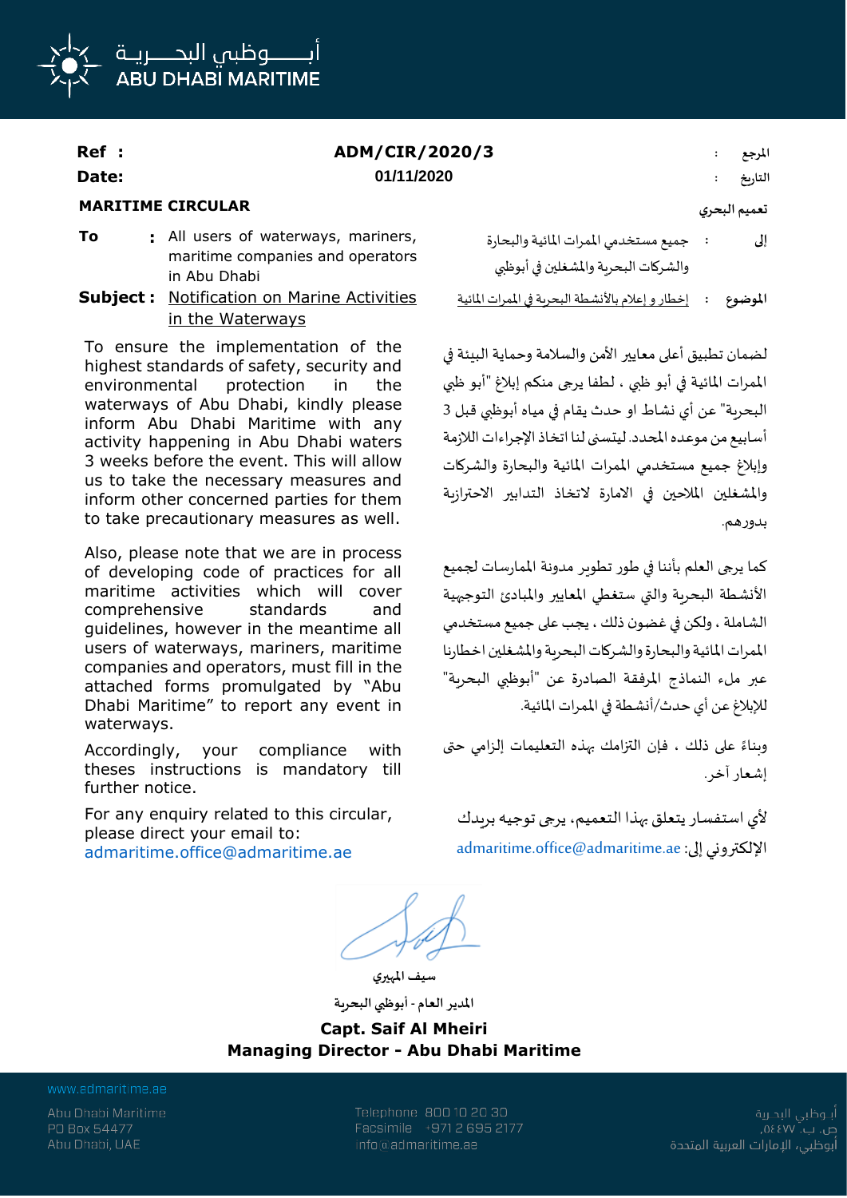أبـــــوظبي البحـــــريــة
ABU DHABI MARITIME

**Ref :** ADM/CIR/2020/3 المرجع :

**Date:** 01/11/2020 التاريخ :

**MARITIME CIRCULAR** تعميم البحري

**To :** All users of waterways, mariners, maritime companies and operators in Abu Dhabi

**Subject :** Notification on Marine Activities in the Waterways

To ensure the implementation of the highest standards of safety, security and environmental protection in the waterways of Abu Dhabi, kindly please inform Abu Dhabi Maritime with any activity happening in Abu Dhabi waters 3 weeks before the event. This will allow us to take the necessary measures and inform other concerned parties for them to take precautionary measures as well.

Also, please note that we are in process of developing code of practices for all maritime activities which will cover comprehensive standards and guidelines, however in the meantime all users of waterways, mariners, maritime companies and operators, must fill in the attached forms promulgated by "Abu Dhabi Maritime" to report any event in waterways.

Accordingly, your compliance with theses instructions is mandatory till further notice.

For any enquiry related to this circular, please direct your email to:
admaritime.office@admaritime.ae

إلى : جميع مستخدمي المرات المائية والبحارة والشركات البحرية والمشغلين في أبوظبي

الموضوع : إخطار و إعلام بالأنشطة البحرية في الممرات المائية

لضمان تطبيق أعلى معايير الأمن والسلامة وحماية البيئة في الممرات المائية في أبو ظبي ، لطفا يرجى منكم إبلاغ "أبو ظبي البحرية" عن أي نشاط او حدث يقام في مياه أبوظبي قبل 3 أسابيع من موعده المحدد. ليتسنى لنا اتخاذ الإجراءات اللازمة وإبلاغ جميع مستخدمي الممرات المائية والبحارة والشركات والمشغلين الملاحين في الامارة لاتخاذ التدابير الاحترازية بدورهم.

كما يرجى العلم بأننا في طور تطوير مدونة الممارسات لجميع الأنشطة البحرية والتي ستغطي المعايير والمبادئ التوجيهية الشاملة ، ولكن في غضون ذلك ، يجب على جميع مستخدمي الممرات المائية والبحارة والشركات البحرية والمشغلين اخطارنا عبر ملء النماذج المرفقة الصادرة عن "أبوظبي البحرية" للإبلاغ عن أي حدث/أنشطة في الممرات المائية.

وبناءً على ذلك ، فإن التزامك بهذه التعليمات إلزامي حتى إشعار آخر.

لأي استفسار يتعلق بهذا التعميم، يرجى توجيه بريدك الإلكتروني إلى: admaritime.office@admaritime.ae

سيف المهيري
المدير العام - أبوظبي البحرية

**Capt. Saif Al Mheiri**
**Managing Director - Abu Dhabi Maritime**

www.admaritime.ae

Abu Dhabi Maritime
PO Box 54477
Abu Dhabi, UAE

Telephone 800 10 20 30
Facsimile +971 2 695 2177
info@admaritime.ae

أبوظبي البحرية
ص. ب. ٥٤٤٧٧
أبوظبي، الإمارات العربية المتحدة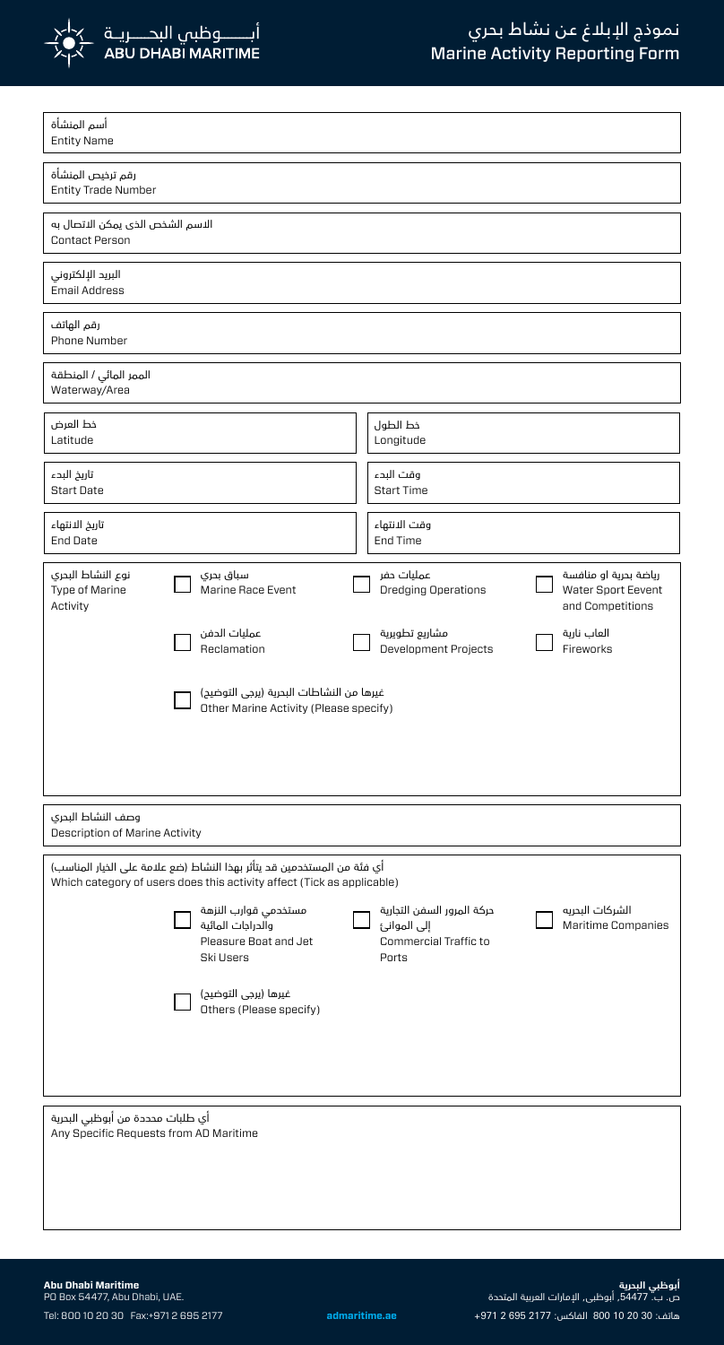# نموذج الإبلاغ عن نشاط بحري
# Marine Activity Reporting Form

أبـــــوظبي البحـــرية
ABU DHABI MARITIME

| | |
|---|---|
| أسم المنشأة<br>Entity Name | |
| رقم ترخيص المنشأة<br>Entity Trade Number | |
| الاسم الشخص الذى يمكن الاتصال به<br>Contact Person | |
| البريد الإلكتروني<br>Email Address | |
| رقم الهاتف<br>Phone Number | |
| الممر المائي / المنطقة<br>Waterway/Area | |

| | |
|---|---|
| خط العرض<br>Latitude | خط الطول<br>Longitude |
| تاريخ البدء<br>Start Date | وقت البدء<br>Start Time |
| تاريخ الانتهاء<br>End Date | وقت الانتهاء<br>End Time |

**نوع النشاط البحري**
**Type of Marine Activity**

- ☐ سباق بحري / Marine Race Event
- ☐ عمليات حفر / Dredging Operations
- ☐ رياضة بحرية او منافسة / Water Sport Eevent and Competitions
- ☐ عمليات الدفن / Reclamation
- ☐ مشاريع تطويرية / Development Projects
- ☐ العاب نارية / Fireworks
- ☐ غيرها من النشاطات البحرية (يرجى التوضيح) / Other Marine Activity (Please specify)

**وصف النشاط البحري**
**Description of Marine Activity**

**أي فئة من المستخدمين قد يتأثر بهذا النشاط (ضع علامة على الخيار المناسب)**
**Which category of users does this activity affect (Tick as applicable)**

- ☐ مستخدمي قوارب النزهة والدراجات المائية / Pleasure Boat and Jet Ski Users
- ☐ حركة المرور السفن التجارية إلى الموانئ / Commercial Traffic to Ports
- ☐ الشركات البحريه / Maritime Companies
- ☐ غيرها (يرجى التوضيح) / Others (Please specify)

**أي طلبات محددة من أبوظبي البحرية**
**Any Specific Requests from AD Maritime**

**Abu Dhabi Maritime**
PO Box 54477, Abu Dhabi, UAE.
Tel: 800 10 20 30 Fax:+971 2 695 2177

admaritime.ae

**أبوظبي البحرية**
ص. ب. 54477, أبوظبي, الإمارات العربية المتحدة
هاتف: 30 20 10 800 الفاكس: 2177 695 2 971+